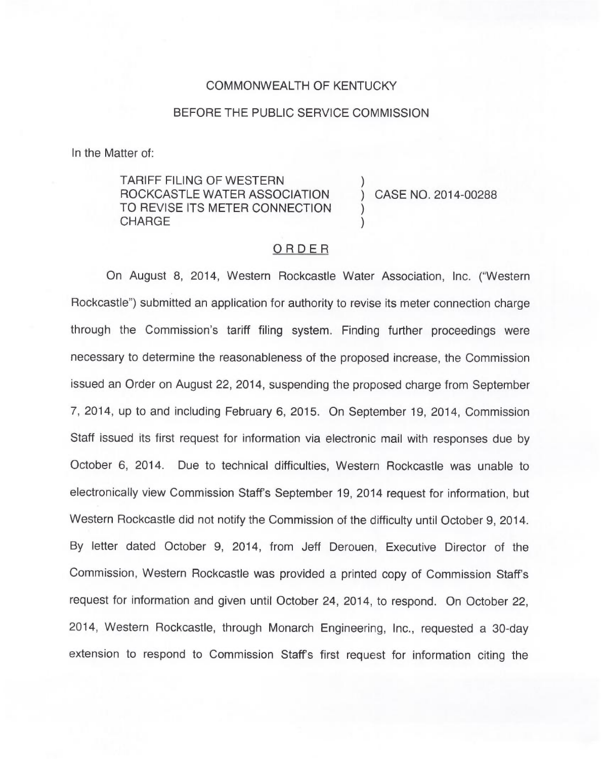COMMONWEALTH OF KENTUCKY

BEFORE THE PUBLIC SERVICE COMMISSION

In the Matter of:

| | | |
|---|---|---|
| TARIFF FILING OF WESTERN ROCKCASTLE WATER ASSOCIATION TO REVISE ITS METER CONNECTION CHARGE | ) | CASE NO. 2014-00288 |

ORDER

On August 8, 2014, Western Rockcastle Water Association, Inc. ("Western Rockcastle") submitted an application for authority to revise its meter connection charge through the Commission's tariff filing system. Finding further proceedings were necessary to determine the reasonableness of the proposed increase, the Commission issued an Order on August 22, 2014, suspending the proposed charge from September 7, 2014, up to and including February 6, 2015. On September 19, 2014, Commission Staff issued its first request for information via electronic mail with responses due by October 6, 2014. Due to technical difficulties, Western Rockcastle was unable to electronically view Commission Staff's September 19, 2014 request for information, but Western Rockcastle did not notify the Commission of the difficulty until October 9, 2014. By letter dated October 9, 2014, from Jeff Derouen, Executive Director of the Commission, Western Rockcastle was provided a printed copy of Commission Staff's request for information and given until October 24, 2014, to respond. On October 22, 2014, Western Rockcastle, through Monarch Engineering, Inc., requested a 30-day extension to respond to Commission Staff's first request for information citing the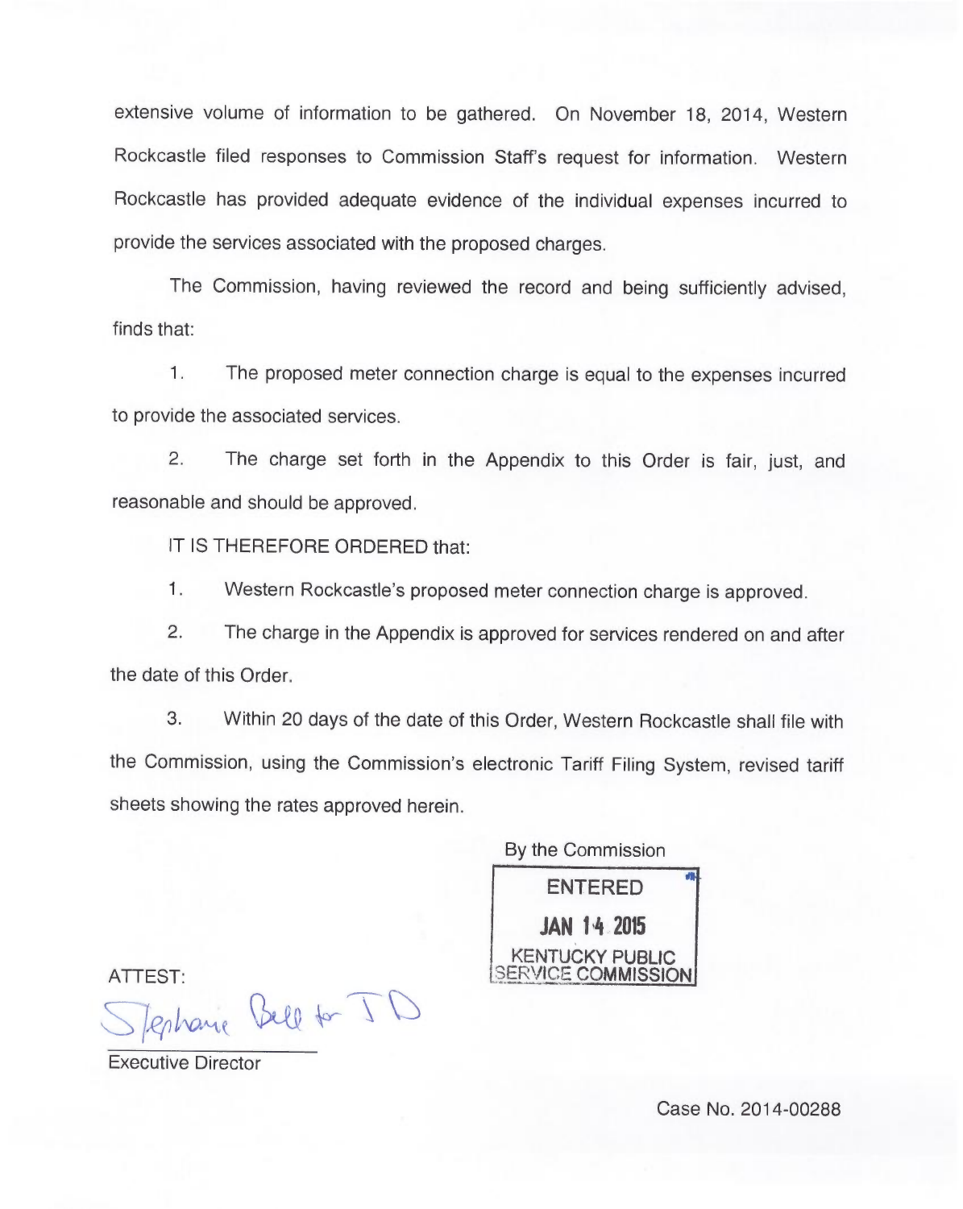extensive volume of information to be gathered. On November 18, 2014, Western Rockcastle filed responses to Commission Staff's request for information. Western Rockcastle has provided adequate evidence of the individual expenses incurred to provide the services associated with the proposed charges.

The Commission, having reviewed the record and being sufficiently advised, finds that:

1. The proposed meter connection charge is equal to the expenses incurred to provide the associated services.

2. The charge set forth in the Appendix to this Order is fair, just, and reasonable and should be approved.

IT IS THEREFORE ORDERED that:

1. Western Rockcastle's proposed meter connection charge is approved.

2. The charge in the Appendix is approved for services rendered on and after the date of this Order.

3. Within 20 days of the date of this Order, Western Rockcastle shall file with the Commission, using the Commission's electronic Tariff Filing System, revised tariff sheets showing the rates approved herein.

By the Commission

ENTERED
JAN 14 2015
KENTUCKY PUBLIC SERVICE COMMISSION

ATTEST:

Stephanie Bell for JD

Executive Director

Case No. 2014-00288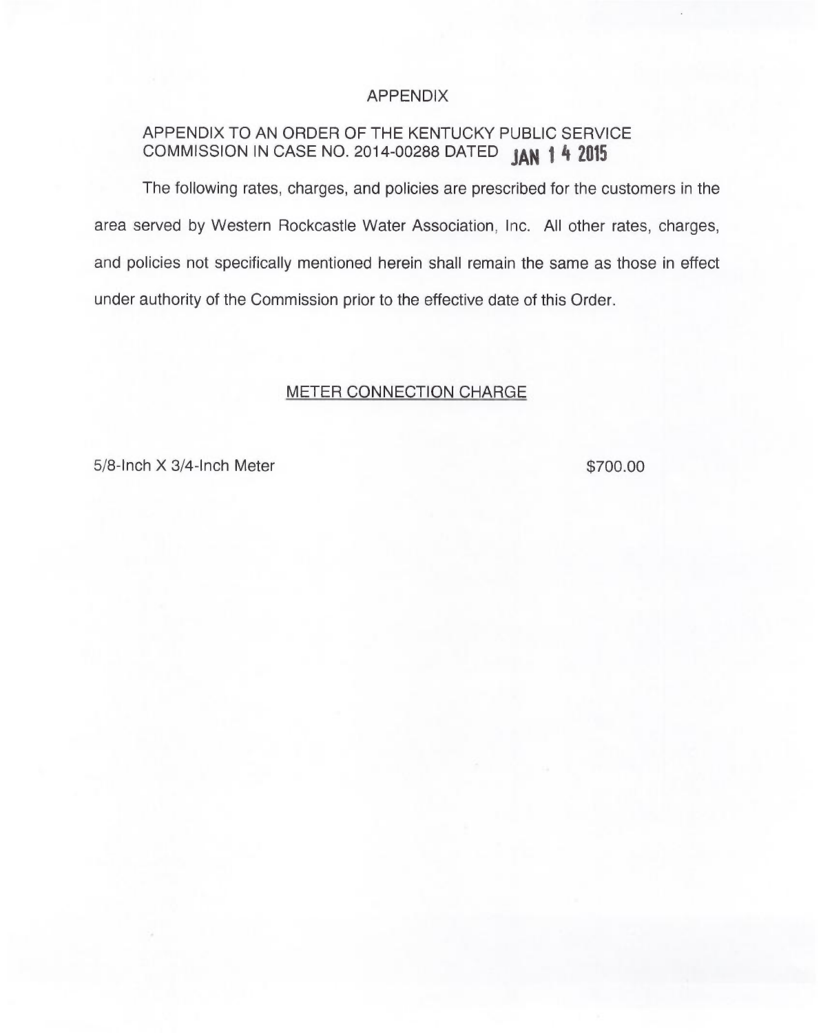# APPENDIX

APPENDIX TO AN ORDER OF THE KENTUCKY PUBLIC SERVICE COMMISSION IN CASE NO. 2014-00288 DATED JAN 1 4 2015

The following rates, charges, and policies are prescribed for the customers in the area served by Western Rockcastle Water Association, Inc. All other rates, charges, and policies not specifically mentioned herein shall remain the same as those in effect under authority of the Commission prior to the effective date of this Order.

## METER CONNECTION CHARGE

| | |
|---|---|
| 5/8-Inch X 3/4-Inch Meter | $700.00 |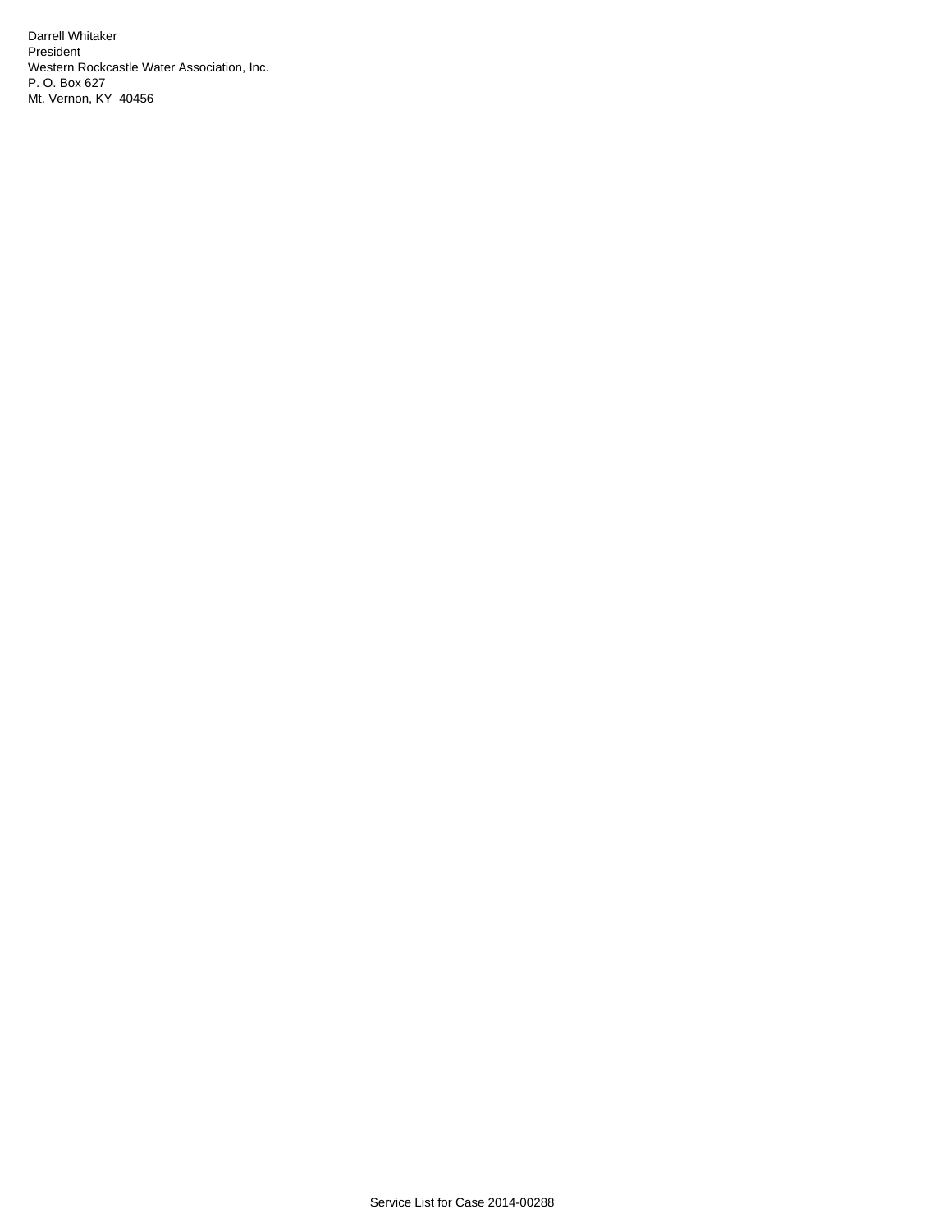Darrell Whitaker
President
Western Rockcastle Water Association, Inc.
P. O. Box 627
Mt. Vernon, KY  40456